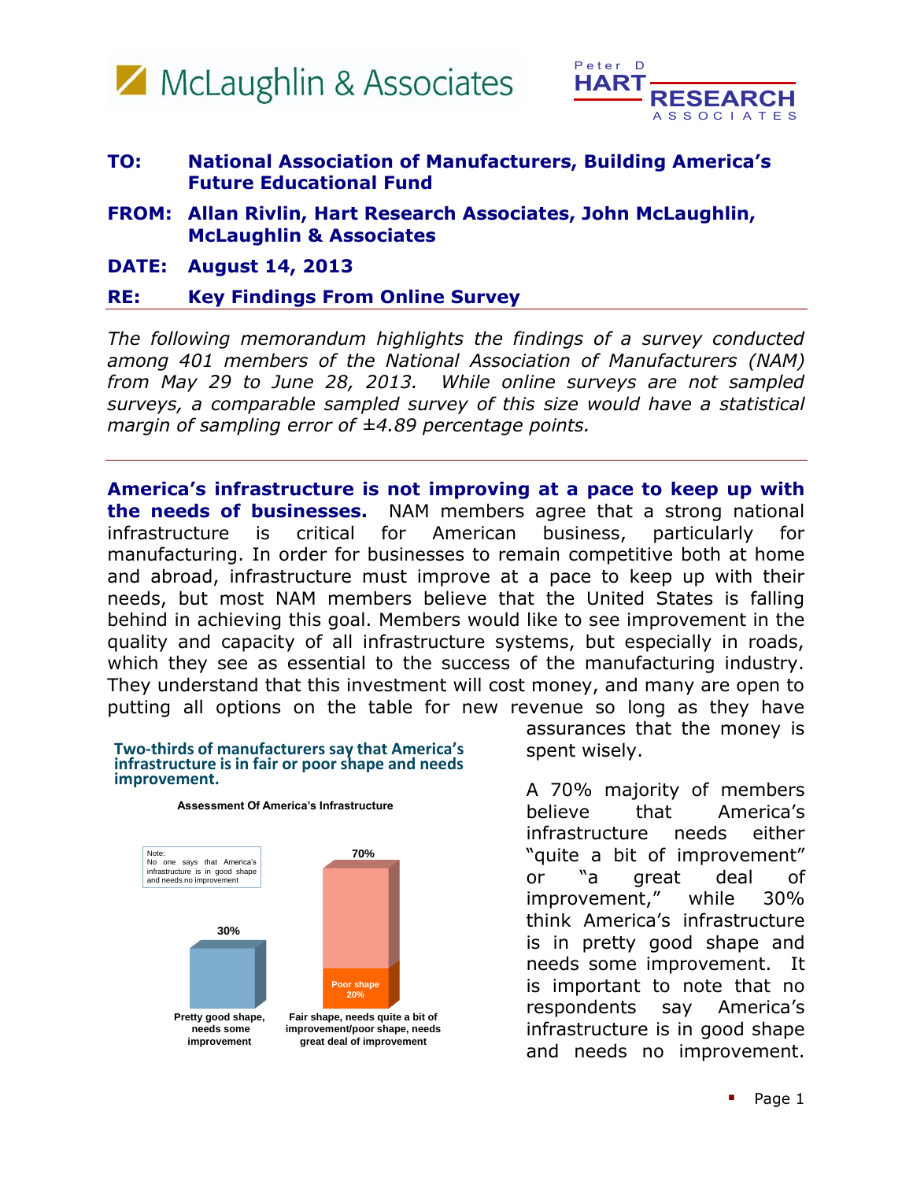McLaughlin & Associates

Peter D HART RESEARCH ASSOCIATES

**TO:** National Association of Manufacturers, Building America's Future Educational Fund

**FROM:** Allan Rivlin, Hart Research Associates, John McLaughlin, McLaughlin & Associates

**DATE:** August 14, 2013

**RE:** Key Findings From Online Survey

---

*The following memorandum highlights the findings of a survey conducted among 401 members of the National Association of Manufacturers (NAM) from May 29 to June 28, 2013. While online surveys are not sampled surveys, a comparable sampled survey of this size would have a statistical margin of sampling error of ±4.89 percentage points.*

---

**America's infrastructure is not improving at a pace to keep up with the needs of businesses.** NAM members agree that a strong national infrastructure is critical for American business, particularly for manufacturing. In order for businesses to remain competitive both at home and abroad, infrastructure must improve at a pace to keep up with their needs, but most NAM members believe that the United States is falling behind in achieving this goal. Members would like to see improvement in the quality and capacity of all infrastructure systems, but especially in roads, which they see as essential to the success of the manufacturing industry. They understand that this investment will cost money, and many are open to putting all options on the table for new revenue so long as they have assurances that the money is spent wisely.

A 70% majority of members believe that America's infrastructure needs either "quite a bit of improvement" or "a great deal of improvement," while 30% think America's infrastructure is in pretty good shape and needs some improvement. It is important to note that no respondents say America's infrastructure is in good shape and needs no improvement.

**Two-thirds of manufacturers say that America's infrastructure is in fair or poor shape and needs improvement.**

**Assessment Of America's Infrastructure**

Note: No one says that America's infrastructure is in good shape and needs no improvement

| Pretty good shape, needs some improvement | Fair shape, needs quite a bit of improvement/poor shape, needs great deal of improvement |
|---|---|
| 30% | 70% (Poor shape 20%) |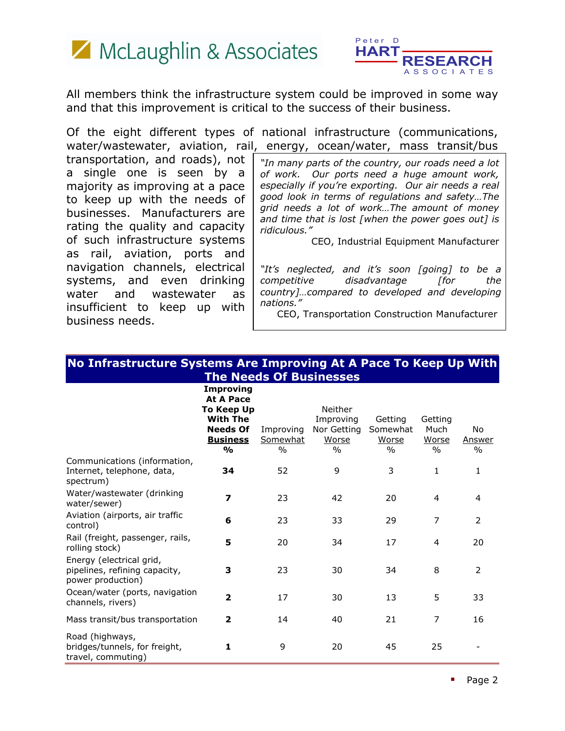All members think the infrastructure system could be improved in some way and that this improvement is critical to the success of their business.

Of the eight different types of national infrastructure (communications, water/wastewater, aviation, rail, energy, ocean/water, mass transit/bus transportation, and roads), not a single one is seen by a majority as improving at a pace to keep up with the needs of businesses. Manufacturers are rating the quality and capacity of such infrastructure systems as rail, aviation, ports and navigation channels, electrical systems, and even drinking water and wastewater as insufficient to keep up with business needs.

> *"In many parts of the country, our roads need a lot of work. Our ports need a huge amount work, especially if you're exporting. Our air needs a real good look in terms of regulations and safety…The grid needs a lot of work…The amount of money and time that is lost [when the power goes out] is ridiculous."*
>
> CEO, Industrial Equipment Manufacturer

> *"It's neglected, and it's soon [going] to be a competitive disadvantage [for the country]…compared to developed and developing nations."*
>
> CEO, Transportation Construction Manufacturer

## No Infrastructure Systems Are Improving At A Pace To Keep Up With The Needs Of Businesses

| | **Improving At A Pace To Keep Up With The Needs Of Business %** | Improving Somewhat % | Neither Improving Nor Getting Worse % | Getting Somewhat Worse % | Getting Much Worse % | No Answer % |
|---|---|---|---|---|---|---|
| Communications (information, Internet, telephone, data, spectrum) | **34** | 52 | 9 | 3 | 1 | 1 |
| Water/wastewater (drinking water/sewer) | **7** | 23 | 42 | 20 | 4 | 4 |
| Aviation (airports, air traffic control) | **6** | 23 | 33 | 29 | 7 | 2 |
| Rail (freight, passenger, rails, rolling stock) | **5** | 20 | 34 | 17 | 4 | 20 |
| Energy (electrical grid, pipelines, refining capacity, power production) | **3** | 23 | 30 | 34 | 8 | 2 |
| Ocean/water (ports, navigation channels, rivers) | **2** | 17 | 30 | 13 | 5 | 33 |
| Mass transit/bus transportation | **2** | 14 | 40 | 21 | 7 | 16 |
| Road (highways, bridges/tunnels, for freight, travel, commuting) | **1** | 9 | 20 | 45 | 25 | - |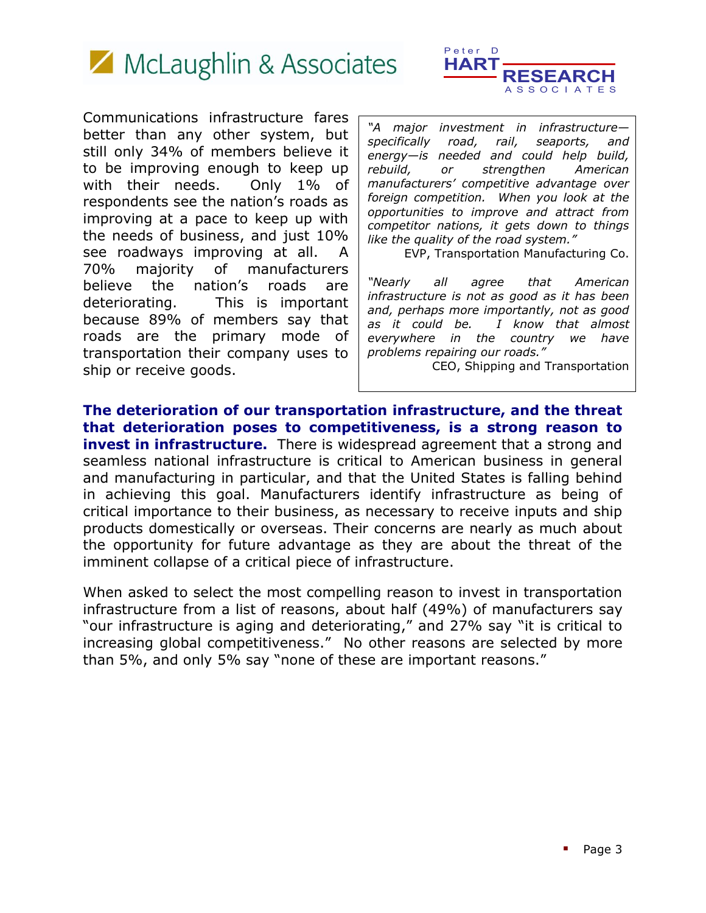Communications infrastructure fares better than any other system, but still only 34% of members believe it to be improving enough to keep up with their needs. Only 1% of respondents see the nation's roads as improving at a pace to keep up with the needs of business, and just 10% see roadways improving at all. A 70% majority of manufacturers believe the nation's roads are deteriorating. This is important because 89% of members say that roads are the primary mode of transportation their company uses to ship or receive goods.

> *"A major investment in infrastructure—specifically road, rail, seaports, and energy—is needed and could help build, rebuild, or strengthen American manufacturers' competitive advantage over foreign competition. When you look at the opportunities to improve and attract from competitor nations, it gets down to things like the quality of the road system."*
>
> EVP, Transportation Manufacturing Co.
>
> *"Nearly all agree that American infrastructure is not as good as it has been and, perhaps more importantly, not as good as it could be. I know that almost everywhere in the country we have problems repairing our roads."*
>
> CEO, Shipping and Transportation

**The deterioration of our transportation infrastructure, and the threat that deterioration poses to competitiveness, is a strong reason to invest in infrastructure.** There is widespread agreement that a strong and seamless national infrastructure is critical to American business in general and manufacturing in particular, and that the United States is falling behind in achieving this goal. Manufacturers identify infrastructure as being of critical importance to their business, as necessary to receive inputs and ship products domestically or overseas. Their concerns are nearly as much about the opportunity for future advantage as they are about the threat of the imminent collapse of a critical piece of infrastructure.

When asked to select the most compelling reason to invest in transportation infrastructure from a list of reasons, about half (49%) of manufacturers say "our infrastructure is aging and deteriorating," and 27% say "it is critical to increasing global competitiveness." No other reasons are selected by more than 5%, and only 5% say "none of these are important reasons."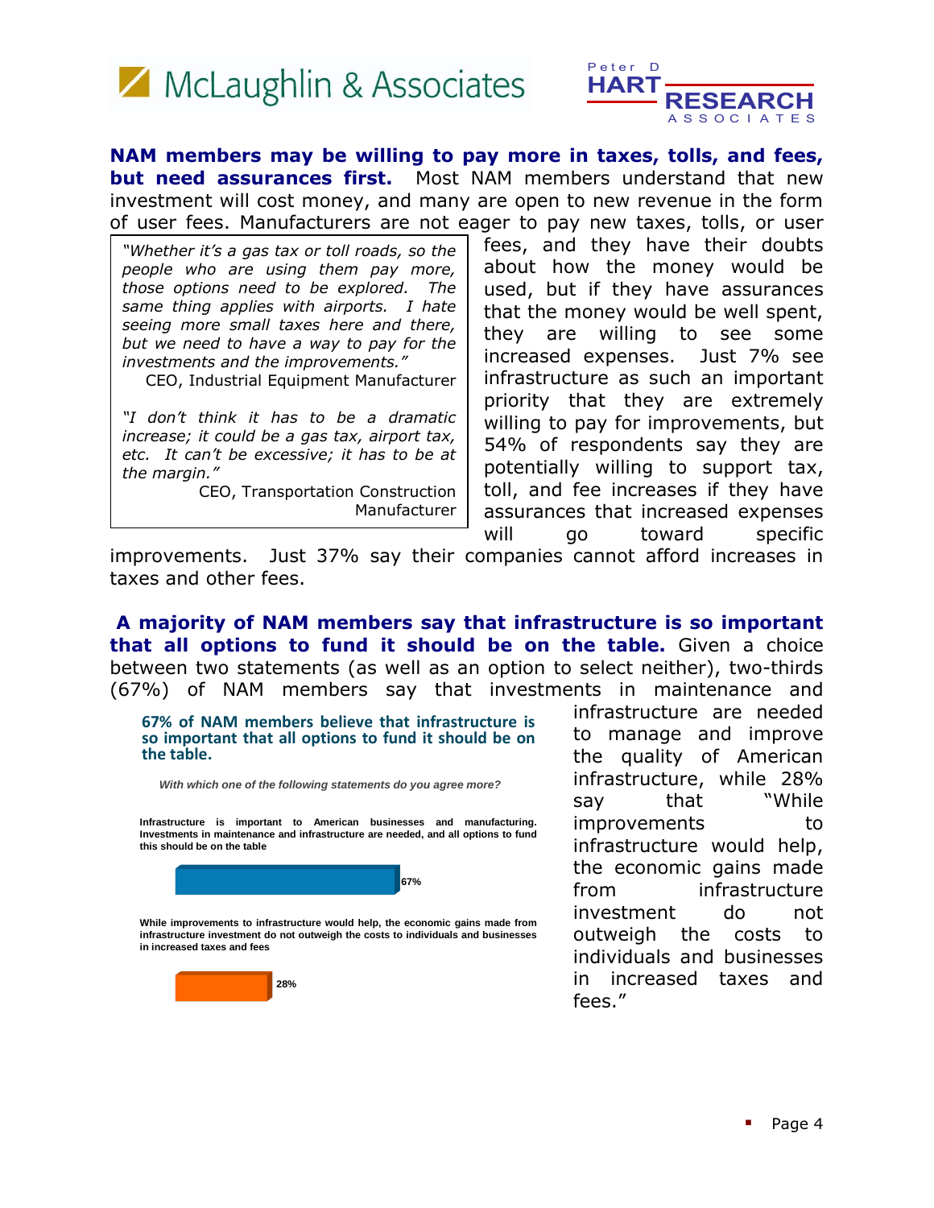**NAM members may be willing to pay more in taxes, tolls, and fees, but need assurances first.** Most NAM members understand that new investment will cost money, and many are open to new revenue in the form of user fees. Manufacturers are not eager to pay new taxes, tolls, or user fees, and they have their doubts about how the money would be used, but if they have assurances that the money would be well spent, they are willing to see some increased expenses. Just 7% see infrastructure as such an important priority that they are extremely willing to pay for improvements, but 54% of respondents say they are potentially willing to support tax, toll, and fee increases if they have assurances that increased expenses will go toward specific improvements. Just 37% say their companies cannot afford increases in taxes and other fees.

> *"Whether it's a gas tax or toll roads, so the people who are using them pay more, those options need to be explored. The same thing applies with airports. I hate seeing more small taxes here and there, but we need to have a way to pay for the investments and the improvements."*
>
> CEO, Industrial Equipment Manufacturer
>
> *"I don't think it has to be a dramatic increase; it could be a gas tax, airport tax, etc. It can't be excessive; it has to be at the margin."*
>
> CEO, Transportation Construction Manufacturer

**A majority of NAM members say that infrastructure is so important that all options to fund it should be on the table.** Given a choice between two statements (as well as an option to select neither), two-thirds (67%) of NAM members say that investments in maintenance and infrastructure are needed to manage and improve the quality of American infrastructure, while 28% say that "While improvements to infrastructure would help, the economic gains made from infrastructure investment do not outweigh the costs to individuals and businesses in increased taxes and fees."

**67% of NAM members believe that infrastructure is so important that all options to fund it should be on the table.**

*With which one of the following statements do you agree more?*

| Statement | % |
|---|---|
| Infrastructure is important to American businesses and manufacturing. Investments in maintenance and infrastructure are needed, and all options to fund this should be on the table | 67% |
| While improvements to infrastructure would help, the economic gains made from infrastructure investment do not outweigh the costs to individuals and businesses in increased taxes and fees | 28% |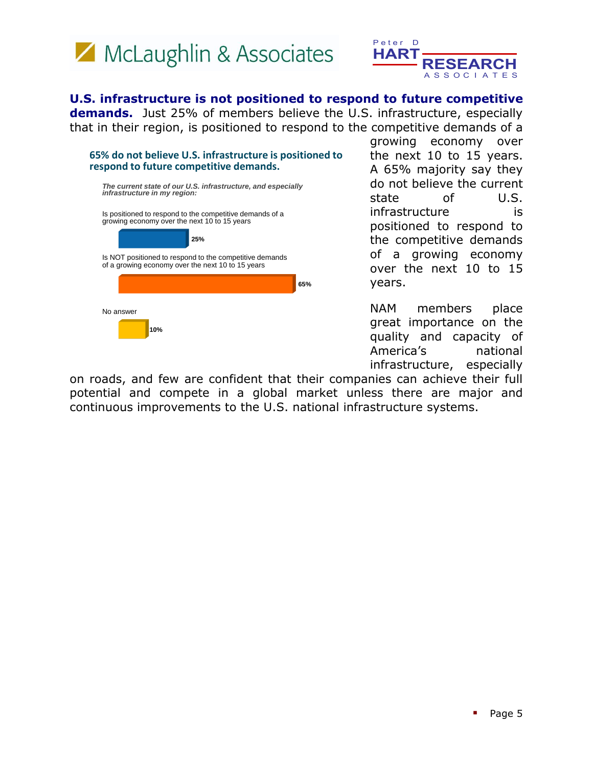**U.S. infrastructure is not positioned to respond to future competitive demands.** Just 25% of members believe the U.S. infrastructure, especially that in their region, is positioned to respond to the competitive demands of a growing economy over the next 10 to 15 years. A 65% majority say they do not believe the current state of U.S. infrastructure is positioned to respond to the competitive demands of a growing economy over the next 10 to 15 years.

**65% do not believe U.S. infrastructure is positioned to respond to future competitive demands.**

*The current state of our U.S. infrastructure, and especially infrastructure in my region:*

Is positioned to respond to the competitive demands of a growing economy over the next 10 to 15 years
25%

Is NOT positioned to respond to the competitive demands of a growing economy over the next 10 to 15 years
65%

No answer
10%

NAM members place great importance on the quality and capacity of America's national infrastructure, especially on roads, and few are confident that their companies can achieve their full potential and compete in a global market unless there are major and continuous improvements to the U.S. national infrastructure systems.